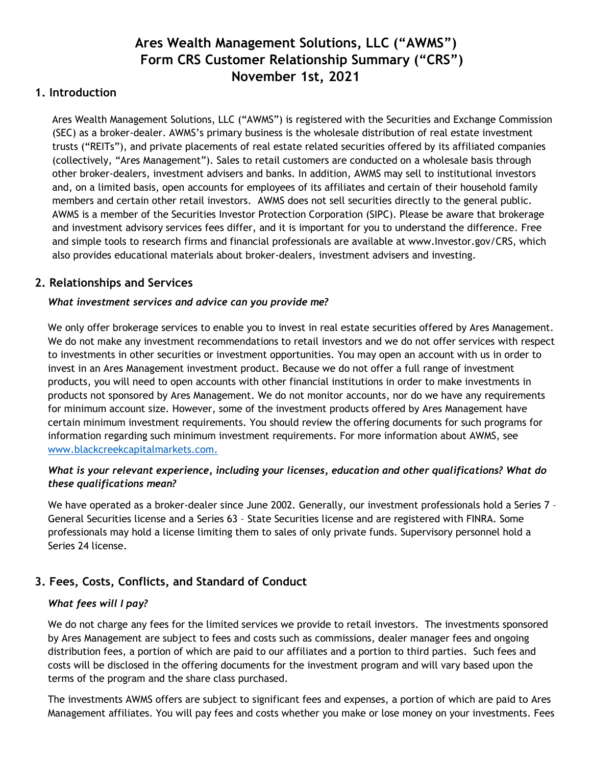# Ares Wealth Management Solutions, LLC ("AWMS") Form CRS Customer Relationship Summary ("CRS") November 1st, 2021

## 1. Introduction

Ares Wealth Management Solutions, LLC ("AWMS") is registered with the Securities and Exchange Commission (SEC) as a broker-dealer. AWMS's primary business is the wholesale distribution of real estate investment trusts ("REITs"), and private placements of real estate related securities offered by its affiliated companies (collectively, "Ares Management"). Sales to retail customers are conducted on a wholesale basis through other broker-dealers, investment advisers and banks. In addition, AWMS may sell to institutional investors and, on a limited basis, open accounts for employees of its affiliates and certain of their household family members and certain other retail investors. AWMS does not sell securities directly to the general public. AWMS is a member of the Securities Investor Protection Corporation (SIPC). Please be aware that brokerage and investment advisory services fees differ, and it is important for you to understand the difference. Free and simple tools to research firms and financial professionals are available at www.Investor.gov/CRS, which also provides educational materials about broker-dealers, investment advisers and investing.

## 2. Relationships and Services

***What investment services and advice can you provide me?***

We only offer brokerage services to enable you to invest in real estate securities offered by Ares Management. We do not make any investment recommendations to retail investors and we do not offer services with respect to investments in other securities or investment opportunities. You may open an account with us in order to invest in an Ares Management investment product. Because we do not offer a full range of investment products, you will need to open accounts with other financial institutions in order to make investments in products not sponsored by Ares Management. We do not monitor accounts, nor do we have any requirements for minimum account size. However, some of the investment products offered by Ares Management have certain minimum investment requirements. You should review the offering documents for such programs for information regarding such minimum investment requirements. For more information about AWMS, see [www.blackcreekcapitalmarkets.com.](www.blackcreekcapitalmarkets.com)

***What is your relevant experience, including your licenses, education and other qualifications? What do these qualifications mean?***

We have operated as a broker-dealer since June 2002. Generally, our investment professionals hold a Series 7 – General Securities license and a Series 63 – State Securities license and are registered with FINRA. Some professionals may hold a license limiting them to sales of only private funds. Supervisory personnel hold a Series 24 license.

## 3. Fees, Costs, Conflicts, and Standard of Conduct

***What fees will I pay?***

We do not charge any fees for the limited services we provide to retail investors. The investments sponsored by Ares Management are subject to fees and costs such as commissions, dealer manager fees and ongoing distribution fees, a portion of which are paid to our affiliates and a portion to third parties. Such fees and costs will be disclosed in the offering documents for the investment program and will vary based upon the terms of the program and the share class purchased.

The investments AWMS offers are subject to significant fees and expenses, a portion of which are paid to Ares Management affiliates. You will pay fees and costs whether you make or lose money on your investments. Fees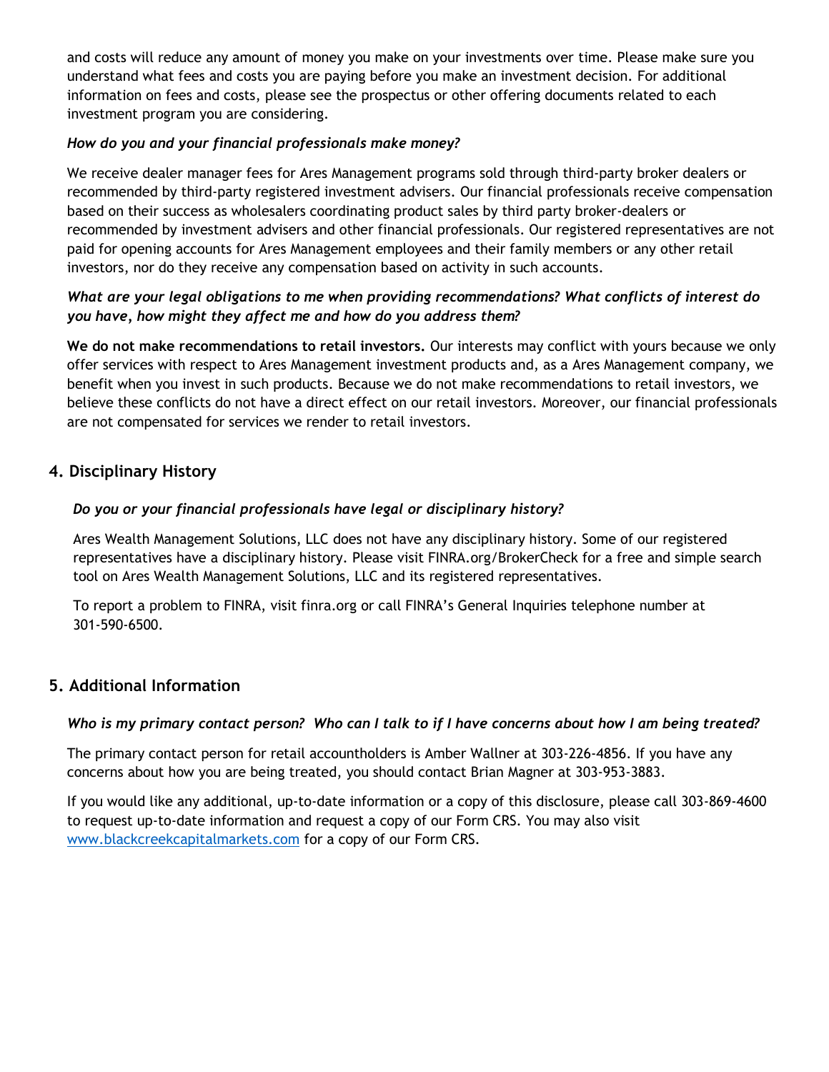and costs will reduce any amount of money you make on your investments over time. Please make sure you understand what fees and costs you are paying before you make an investment decision. For additional information on fees and costs, please see the prospectus or other offering documents related to each investment program you are considering.

*How do you and your financial professionals make money?*

We receive dealer manager fees for Ares Management programs sold through third-party broker dealers or recommended by third-party registered investment advisers. Our financial professionals receive compensation based on their success as wholesalers coordinating product sales by third party broker-dealers or recommended by investment advisers and other financial professionals. Our registered representatives are not paid for opening accounts for Ares Management employees and their family members or any other retail investors, nor do they receive any compensation based on activity in such accounts.

***What are your legal obligations to me when providing recommendations? What conflicts of interest do you have, how might they affect me and how do you address them?***

**We do not make recommendations to retail investors.** Our interests may conflict with yours because we only offer services with respect to Ares Management investment products and, as a Ares Management company, we benefit when you invest in such products. Because we do not make recommendations to retail investors, we believe these conflicts do not have a direct effect on our retail investors. Moreover, our financial professionals are not compensated for services we render to retail investors.

## 4. Disciplinary History

*Do you or your financial professionals have legal or disciplinary history?*

Ares Wealth Management Solutions, LLC does not have any disciplinary history. Some of our registered representatives have a disciplinary history. Please visit FINRA.org/BrokerCheck for a free and simple search tool on Ares Wealth Management Solutions, LLC and its registered representatives.

To report a problem to FINRA, visit finra.org or call FINRA's General Inquiries telephone number at 301-590-6500.

## 5. Additional Information

*Who is my primary contact person? Who can I talk to if I have concerns about how I am being treated?*

The primary contact person for retail accountholders is Amber Wallner at 303-226-4856. If you have any concerns about how you are being treated, you should contact Brian Magner at 303-953-3883.

If you would like any additional, up-to-date information or a copy of this disclosure, please call 303-869-4600 to request up-to-date information and request a copy of our Form CRS. You may also visit www.blackcreekcapitalmarkets.com for a copy of our Form CRS.